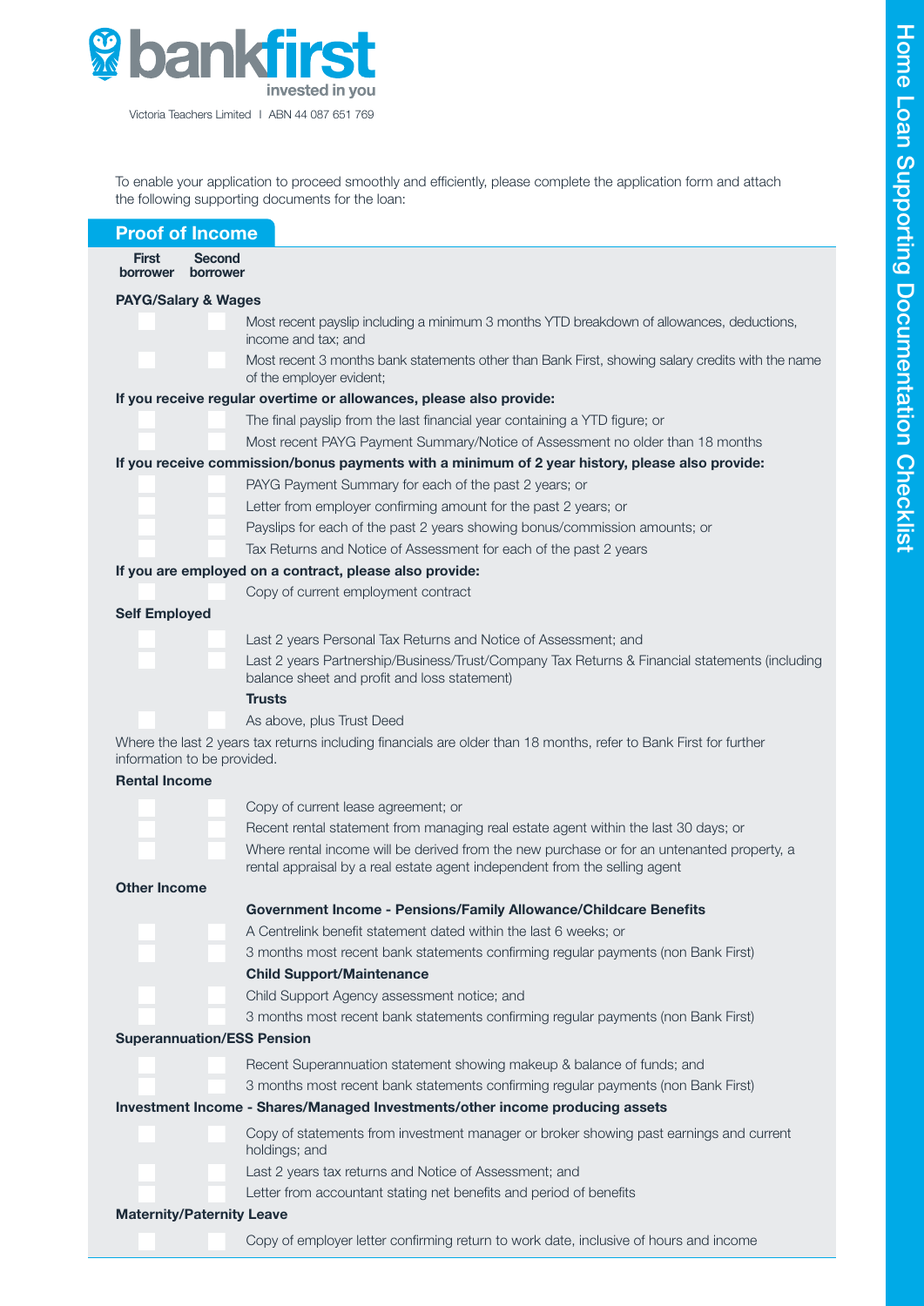# bankfirst

invested in you

Victoria Teachers Limited | ABN 44 087 651 769

## Home Loan Supporting Documentation Checklist

To enable your application to proceed smoothly and efficiently, please complete the application form and attach the following supporting documents for the loan:

## Proof of Income

| First borrower | Second borrower | |
|---|---|---|
| | | **PAYG/Salary & Wages** |
| ☐ | ☐ | Most recent payslip including a minimum 3 months YTD breakdown of allowances, deductions, income and tax; and |
| ☐ | ☐ | Most recent 3 months bank statements other than Bank First, showing salary credits with the name of the employer evident; |
| | | **If you receive regular overtime or allowances, please also provide:** |
| ☐ | ☐ | The final payslip from the last financial year containing a YTD figure; or |
| ☐ | ☐ | Most recent PAYG Payment Summary/Notice of Assessment no older than 18 months |
| | | **If you receive commission/bonus payments with a minimum of 2 year history, please also provide:** |
| ☐ | ☐ | PAYG Payment Summary for each of the past 2 years; or |
| ☐ | ☐ | Letter from employer confirming amount for the past 2 years; or |
| ☐ | ☐ | Payslips for each of the past 2 years showing bonus/commission amounts; or |
| ☐ | ☐ | Tax Returns and Notice of Assessment for each of the past 2 years |
| | | **If you are employed on a contract, please also provide:** |
| ☐ | ☐ | Copy of current employment contract |
| | | **Self Employed** |
| ☐ | ☐ | Last 2 years Personal Tax Returns and Notice of Assessment; and |
| ☐ | ☐ | Last 2 years Partnership/Business/Trust/Company Tax Returns & Financial statements (including balance sheet and profit and loss statement) |
| | | **Trusts** |
| ☐ | ☐ | As above, plus Trust Deed |
| | | Where the last 2 years tax returns including financials are older than 18 months, refer to Bank First for further information to be provided. |
| | | **Rental Income** |
| ☐ | ☐ | Copy of current lease agreement; or |
| ☐ | ☐ | Recent rental statement from managing real estate agent within the last 30 days; or |
| ☐ | ☐ | Where rental income will be derived from the new purchase or for an untenanted property, a rental appraisal by a real estate agent independent from the selling agent |
| | | **Other Income** |
| | | **Government Income - Pensions/Family Allowance/Childcare Benefits** |
| ☐ | ☐ | A Centrelink benefit statement dated within the last 6 weeks; or |
| ☐ | ☐ | 3 months most recent bank statements confirming regular payments (non Bank First) |
| | | **Child Support/Maintenance** |
| ☐ | ☐ | Child Support Agency assessment notice; and |
| ☐ | ☐ | 3 months most recent bank statements confirming regular payments (non Bank First) |
| | | **Superannuation/ESS Pension** |
| ☐ | ☐ | Recent Superannuation statement showing makeup & balance of funds; and |
| ☐ | ☐ | 3 months most recent bank statements confirming regular payments (non Bank First) |
| | | **Investment Income - Shares/Managed Investments/other income producing assets** |
| ☐ | ☐ | Copy of statements from investment manager or broker showing past earnings and current holdings; and |
| ☐ | ☐ | Last 2 years tax returns and Notice of Assessment; and |
| ☐ | ☐ | Letter from accountant stating net benefits and period of benefits |
| | | **Maternity/Paternity Leave** |
| ☐ | ☐ | Copy of employer letter confirming return to work date, inclusive of hours and income |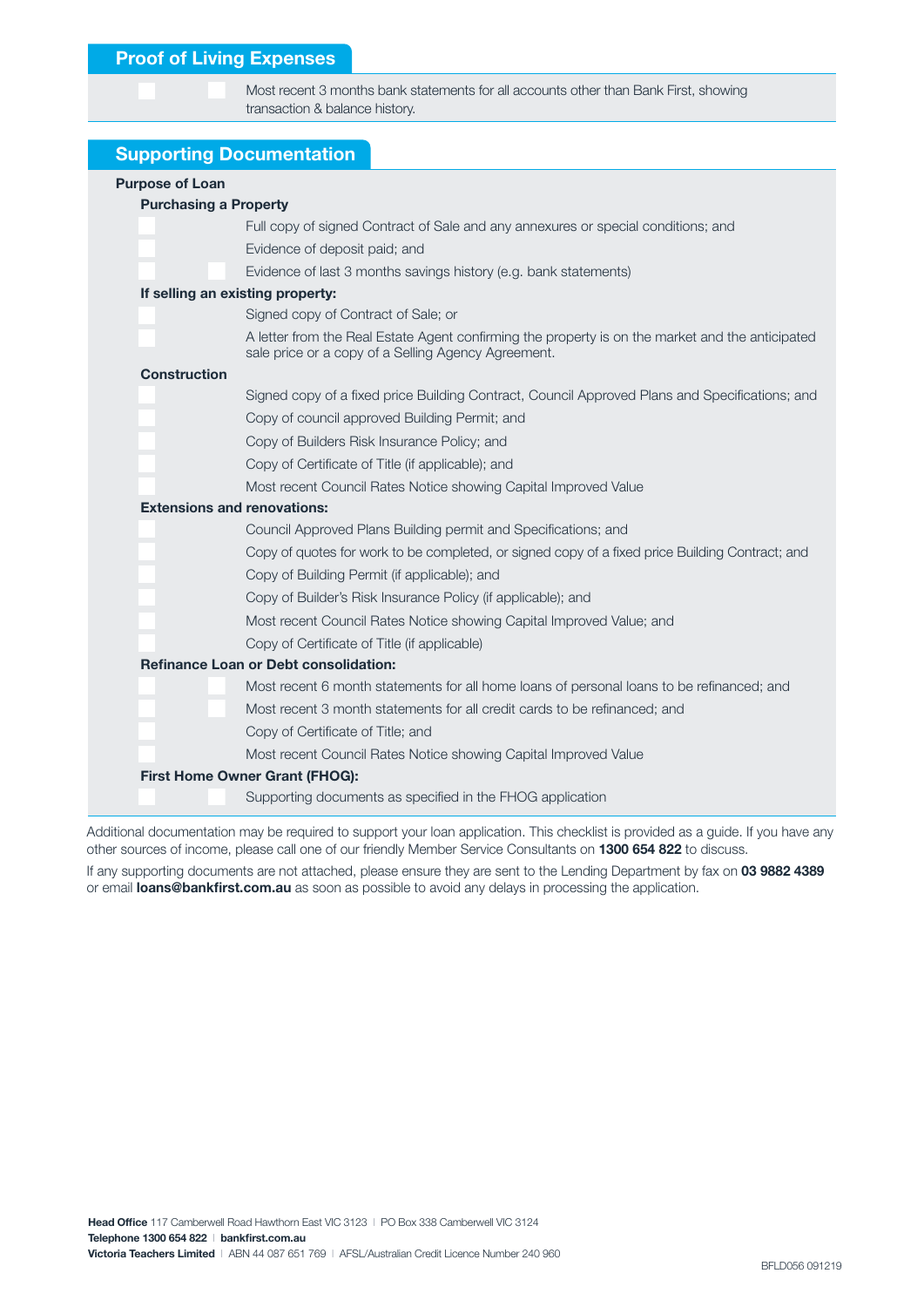## Proof of Living Expenses

- Most recent 3 months bank statements for all accounts other than Bank First, showing transaction & balance history.

## Supporting Documentation

**Purpose of Loan**

**Purchasing a Property**

- Full copy of signed Contract of Sale and any annexures or special conditions; and
- Evidence of deposit paid; and
- Evidence of last 3 months savings history (e.g. bank statements)

**If selling an existing property:**

- Signed copy of Contract of Sale; or
- A letter from the Real Estate Agent confirming the property is on the market and the anticipated sale price or a copy of a Selling Agency Agreement.

**Construction**

- Signed copy of a fixed price Building Contract, Council Approved Plans and Specifications; and
- Copy of council approved Building Permit; and
- Copy of Builders Risk Insurance Policy; and
- Copy of Certificate of Title (if applicable); and
- Most recent Council Rates Notice showing Capital Improved Value

**Extensions and renovations:**

- Council Approved Plans Building permit and Specifications; and
- Copy of quotes for work to be completed, or signed copy of a fixed price Building Contract; and
- Copy of Building Permit (if applicable); and
- Copy of Builder's Risk Insurance Policy (if applicable); and
- Most recent Council Rates Notice showing Capital Improved Value; and
- Copy of Certificate of Title (if applicable)

**Refinance Loan or Debt consolidation:**

- Most recent 6 month statements for all home loans of personal loans to be refinanced; and
- Most recent 3 month statements for all credit cards to be refinanced; and
- Copy of Certificate of Title; and
- Most recent Council Rates Notice showing Capital Improved Value

**First Home Owner Grant (FHOG):**

- Supporting documents as specified in the FHOG application

Additional documentation may be required to support your loan application. This checklist is provided as a guide. If you have any other sources of income, please call one of our friendly Member Service Consultants on **1300 654 822** to discuss.

If any supporting documents are not attached, please ensure they are sent to the Lending Department by fax on **03 9882 4389** or email **loans@bankfirst.com.au** as soon as possible to avoid any delays in processing the application.

**Head Office** 117 Camberwell Road Hawthorn East VIC 3123 | PO Box 338 Camberwell VIC 3124
**Telephone 1300 654 822** | **bankfirst.com.au**
**Victoria Teachers Limited** | ABN 44 087 651 769 | AFSL/Australian Credit Licence Number 240 960

BFLD056 091219